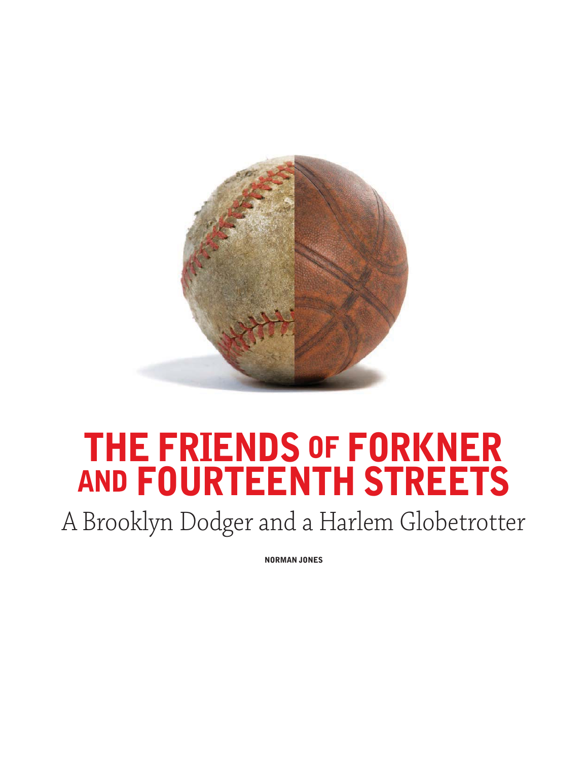# THE FRIENDS OF FORKNER AND FOURTEENTH STREETS

## A Brooklyn Dodger and a Harlem Globetrotter

**NORMAN JONES**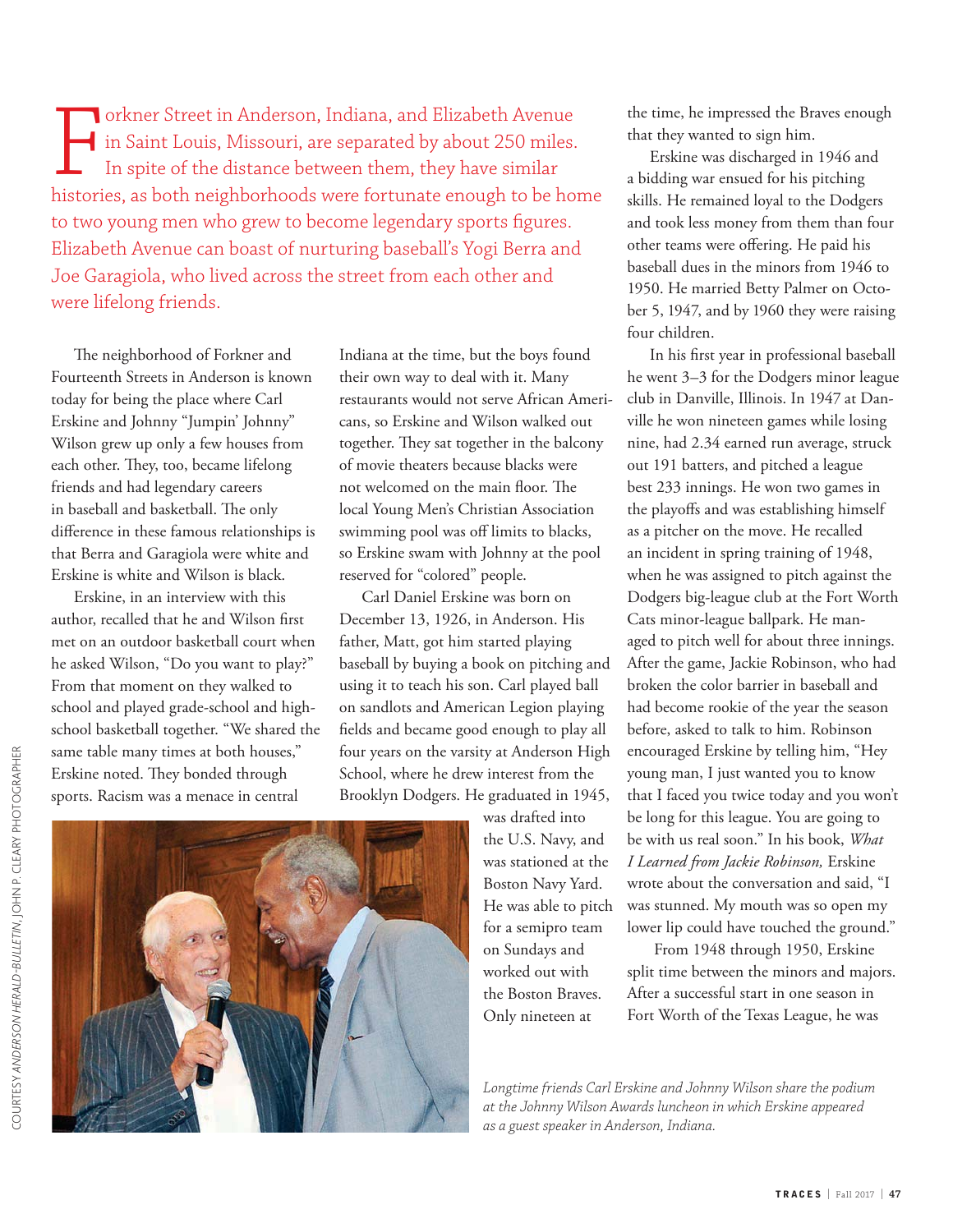Forkner Street in Anderson, Indiana, and Elizabeth Avenue in Saint Louis, Missouri, are separated by about 250 miles. In spite of the distance between them, they have similar histories, as both neighborhoods were fortunate enough to be home to two young men who grew to become legendary sports figures. Elizabeth Avenue can boast of nurturing baseball's Yogi Berra and Joe Garagiola, who lived across the street from each other and were lifelong friends.

The neighborhood of Forkner and Fourteenth Streets in Anderson is known today for being the place where Carl Erskine and Johnny "Jumpin' Johnny" Wilson grew up only a few houses from each other. They, too, became lifelong friends and had legendary careers in baseball and basketball. The only difference in these famous relationships is that Berra and Garagiola were white and Erskine is white and Wilson is black.

Erskine, in an interview with this author, recalled that he and Wilson first met on an outdoor basketball court when he asked Wilson, "Do you want to play?" From that moment on they walked to school and played grade-school and high-school basketball together. "We shared the same table many times at both houses," Erskine noted. They bonded through sports. Racism was a menace in central Indiana at the time, but the boys found their own way to deal with it. Many restaurants would not serve African Americans, so Erskine and Wilson walked out together. They sat together in the balcony of movie theaters because blacks were not welcomed on the main floor. The local Young Men's Christian Association swimming pool was off limits to blacks, so Erskine swam with Johnny at the pool reserved for "colored" people.

Carl Daniel Erskine was born on December 13, 1926, in Anderson. His father, Matt, got him started playing baseball by buying a book on pitching and using it to teach his son. Carl played ball on sandlots and American Legion playing fields and became good enough to play all four years on the varsity at Anderson High School, where he drew interest from the Brooklyn Dodgers. He graduated in 1945, was drafted into the U.S. Navy, and was stationed at the Boston Navy Yard. He was able to pitch for a semipro team on Sundays and worked out with the Boston Braves. Only nineteen at the time, he impressed the Braves enough that they wanted to sign him.

Longtime friends Carl Erskine and Johnny Wilson share the podium at the Johnny Wilson Awards luncheon in which Erskine appeared as a guest speaker in Anderson, Indiana.

COURTESY *ANDERSON HERALD-BULLETIN*, JOHN P. CLEARY PHOTOGRAPHER

Erskine was discharged in 1946 and a bidding war ensued for his pitching skills. He remained loyal to the Dodgers and took less money from them than four other teams were offering. He paid his baseball dues in the minors from 1946 to 1950. He married Betty Palmer on October 5, 1947, and by 1960 they were raising four children.

In his first year in professional baseball he went 3–3 for the Dodgers minor league club in Danville, Illinois. In 1947 at Danville he won nineteen games while losing nine, had 2.34 earned run average, struck out 191 batters, and pitched a league best 233 innings. He won two games in the playoffs and was establishing himself as a pitcher on the move. He recalled an incident in spring training of 1948, when he was assigned to pitch against the Dodgers big-league club at the Fort Worth Cats minor-league ballpark. He managed to pitch well for about three innings. After the game, Jackie Robinson, who had broken the color barrier in baseball and had become rookie of the year the season before, asked to talk to him. Robinson encouraged Erskine by telling him, "Hey young man, I just wanted you to know that I faced you twice today and you won't be long for this league. You are going to be with us real soon." In his book, *What I Learned from Jackie Robinson,* Erskine wrote about the conversation and said, "I was stunned. My mouth was so open my lower lip could have touched the ground."

From 1948 through 1950, Erskine split time between the minors and majors. After a successful start in one season in Fort Worth of the Texas League, he was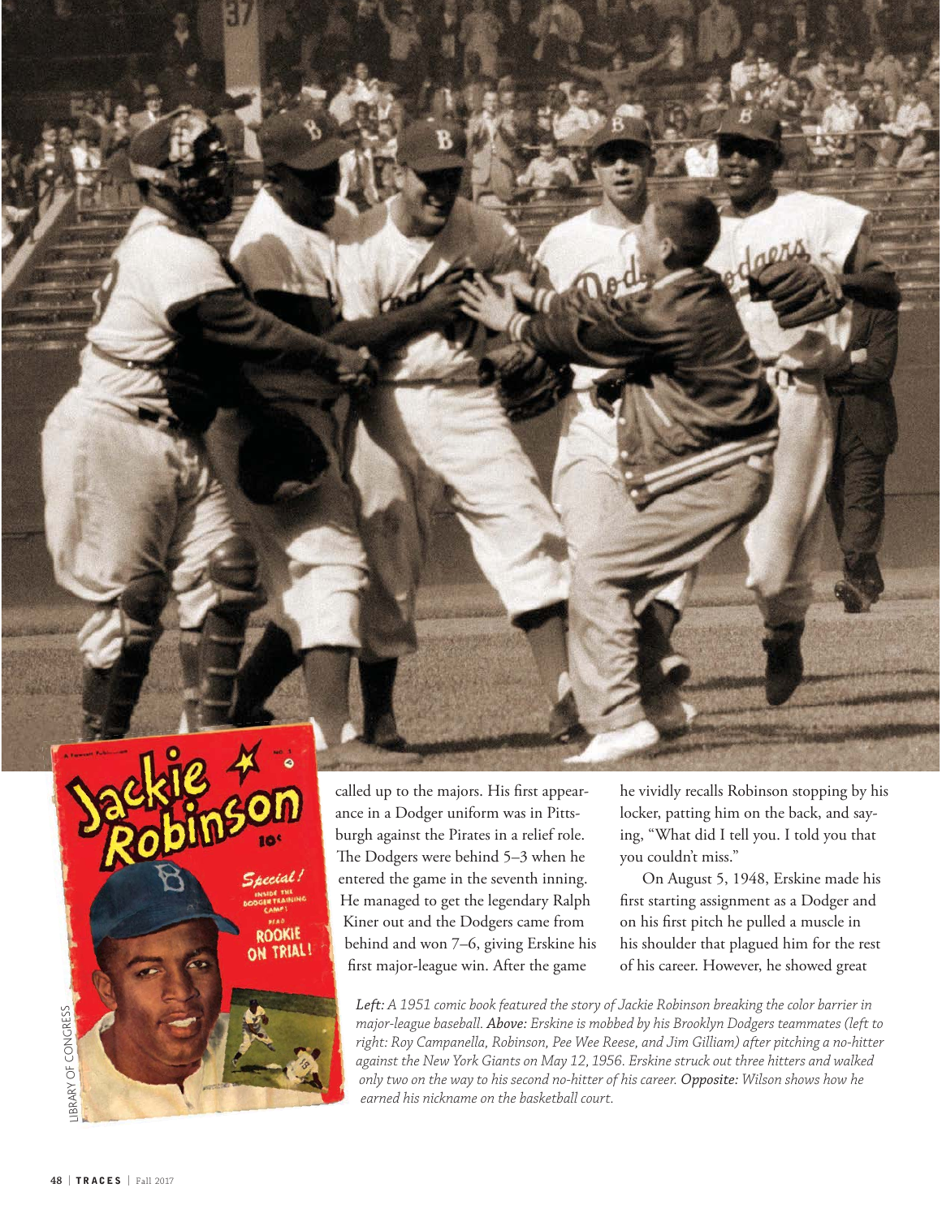called up to the majors. His first appearance in a Dodger uniform was in Pittsburgh against the Pirates in a relief role. The Dodgers were behind 5–3 when he entered the game in the seventh inning. He managed to get the legendary Ralph Kiner out and the Dodgers came from behind and won 7–6, giving Erskine his first major-league win. After the game he vividly recalls Robinson stopping by his locker, patting him on the back, and saying, "What did I tell you. I told you that you couldn't miss."

On August 5, 1948, Erskine made his first starting assignment as a Dodger and on his first pitch he pulled a muscle in his shoulder that plagued him for the rest of his career. However, he showed great

*Left: A 1951 comic book featured the story of Jackie Robinson breaking the color barrier in major-league baseball.* ***Above:*** *Erskine is mobbed by his Brooklyn Dodgers teammates (left to right: Roy Campanella, Robinson, Pee Wee Reese, and Jim Gilliam) after pitching a no-hitter against the New York Giants on May 12, 1956. Erskine struck out three hitters and walked only two on the way to his second no-hitter of his career.* ***Opposite:*** *Wilson shows how he earned his nickname on the basketball court.*

LIBRARY OF CONGRESS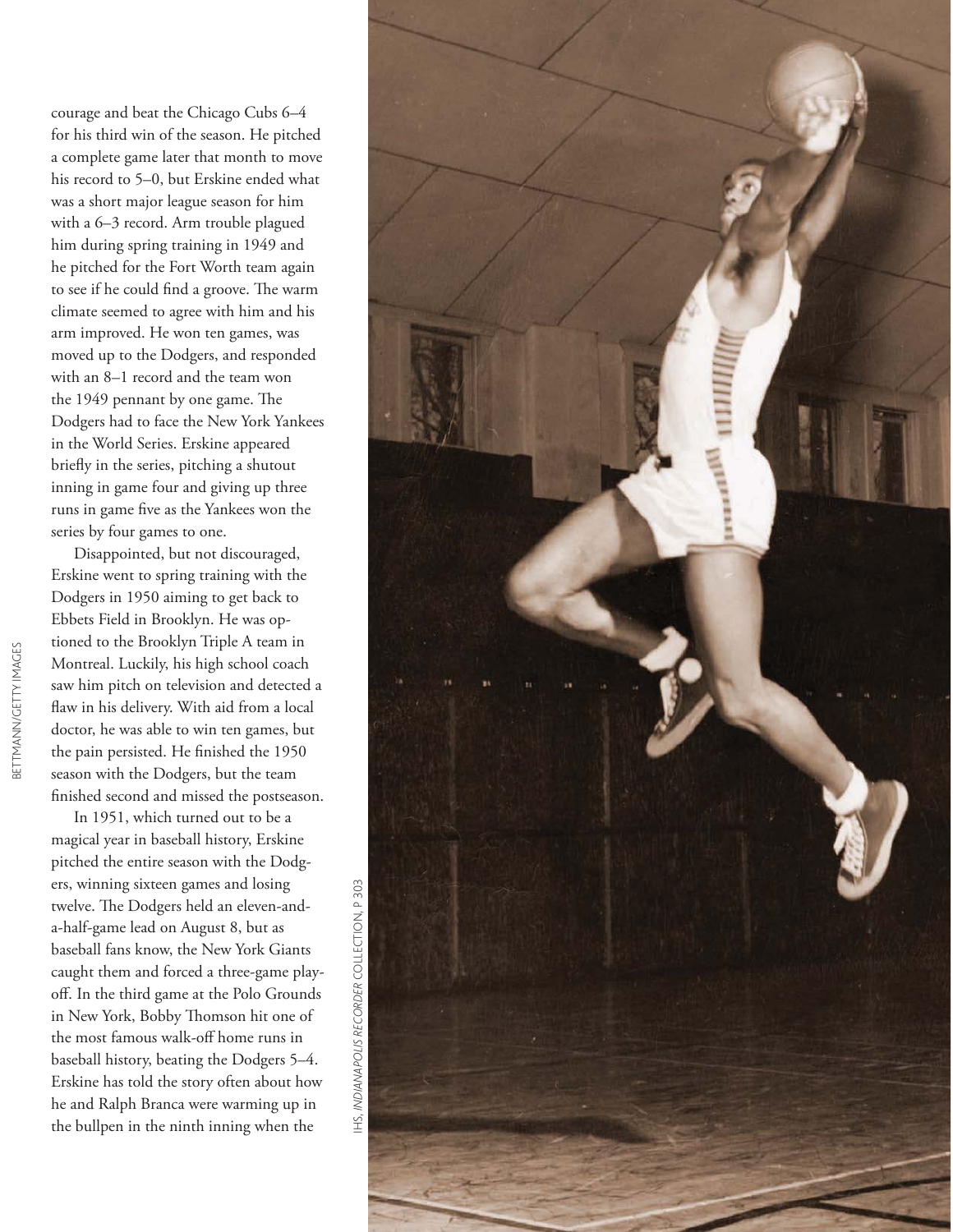courage and beat the Chicago Cubs 6–4 for his third win of the season. He pitched a complete game later that month to move his record to 5–0, but Erskine ended what was a short major league season for him with a 6–3 record. Arm trouble plagued him during spring training in 1949 and he pitched for the Fort Worth team again to see if he could find a groove. The warm climate seemed to agree with him and his arm improved. He won ten games, was moved up to the Dodgers, and responded with an 8–1 record and the team won the 1949 pennant by one game. The Dodgers had to face the New York Yankees in the World Series. Erskine appeared briefly in the series, pitching a shutout inning in game four and giving up three runs in game five as the Yankees won the series by four games to one.

Disappointed, but not discouraged, Erskine went to spring training with the Dodgers in 1950 aiming to get back to Ebbets Field in Brooklyn. He was optioned to the Brooklyn Triple A team in Montreal. Luckily, his high school coach saw him pitch on television and detected a flaw in his delivery. With aid from a local doctor, he was able to win ten games, but the pain persisted. He finished the 1950 season with the Dodgers, but the team finished second and missed the postseason.

In 1951, which turned out to be a magical year in baseball history, Erskine pitched the entire season with the Dodgers, winning sixteen games and losing twelve. The Dodgers held an eleven-and-a-half-game lead on August 8, but as baseball fans know, the New York Giants caught them and forced a three-game playoff. In the third game at the Polo Grounds in New York, Bobby Thomson hit one of the most famous walk-off home runs in baseball history, beating the Dodgers 5–4. Erskine has told the story often about how he and Ralph Branca were warming up in the bullpen in the ninth inning when the

BETTMANN/GETTY IMAGES

IHS, *INDIANAPOLIS RECORDER* COLLECTION, P 303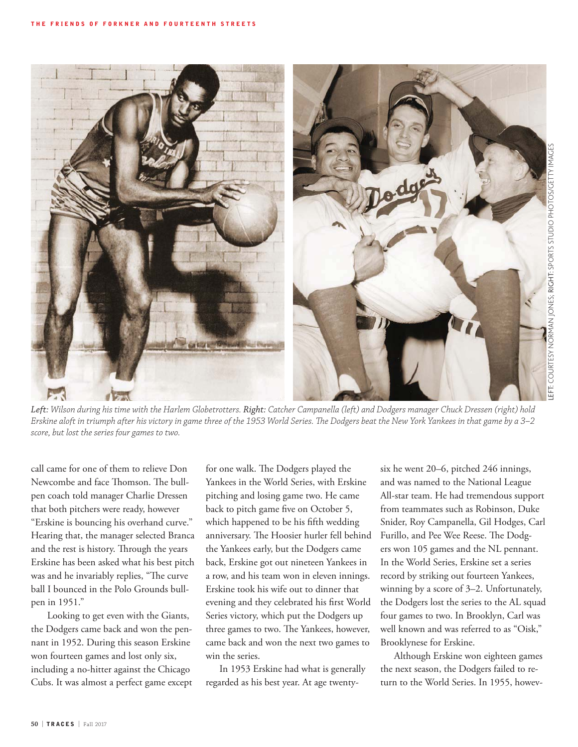*Left: Wilson during his time with the Harlem Globetrotters. **Right:** Catcher Campanella (left) and Dodgers manager Chuck Dressen (right) hold Erskine aloft in triumph after his victory in game three of the 1953 World Series. The Dodgers beat the New York Yankees in that game by a 3–2 score, but lost the series four games to two.*

LEFT: COURTESY NORMAN JONES; RIGHT: SPORTS STUDIO PHOTOS/GETTY IMAGES

call came for one of them to relieve Don Newcombe and face Thomson. The bullpen coach told manager Charlie Dressen that both pitchers were ready, however "Erskine is bouncing his overhand curve." Hearing that, the manager selected Branca and the rest is history. Through the years Erskine has been asked what his best pitch was and he invariably replies, "The curve ball I bounced in the Polo Grounds bullpen in 1951."

Looking to get even with the Giants, the Dodgers came back and won the pennant in 1952. During this season Erskine won fourteen games and lost only six, including a no-hitter against the Chicago Cubs. It was almost a perfect game except for one walk. The Dodgers played the Yankees in the World Series, with Erskine pitching and losing game two. He came back to pitch game five on October 5, which happened to be his fifth wedding anniversary. The Hoosier hurler fell behind the Yankees early, but the Dodgers came back, Erskine got out nineteen Yankees in a row, and his team won in eleven innings. Erskine took his wife out to dinner that evening and they celebrated his first World Series victory, which put the Dodgers up three games to two. The Yankees, however, came back and won the next two games to win the series.

In 1953 Erskine had what is generally regarded as his best year. At age twenty-six he went 20–6, pitched 246 innings, and was named to the National League All-star team. He had tremendous support from teammates such as Robinson, Duke Snider, Roy Campanella, Gil Hodges, Carl Furillo, and Pee Wee Reese. The Dodgers won 105 games and the NL pennant. In the World Series, Erskine set a series record by striking out fourteen Yankees, winning by a score of 3–2. Unfortunately, the Dodgers lost the series to the AL squad four games to two. In Brooklyn, Carl was well known and was referred to as "Oisk," Brooklynese for Erskine.

Although Erskine won eighteen games the next season, the Dodgers failed to return to the World Series. In 1955, howev-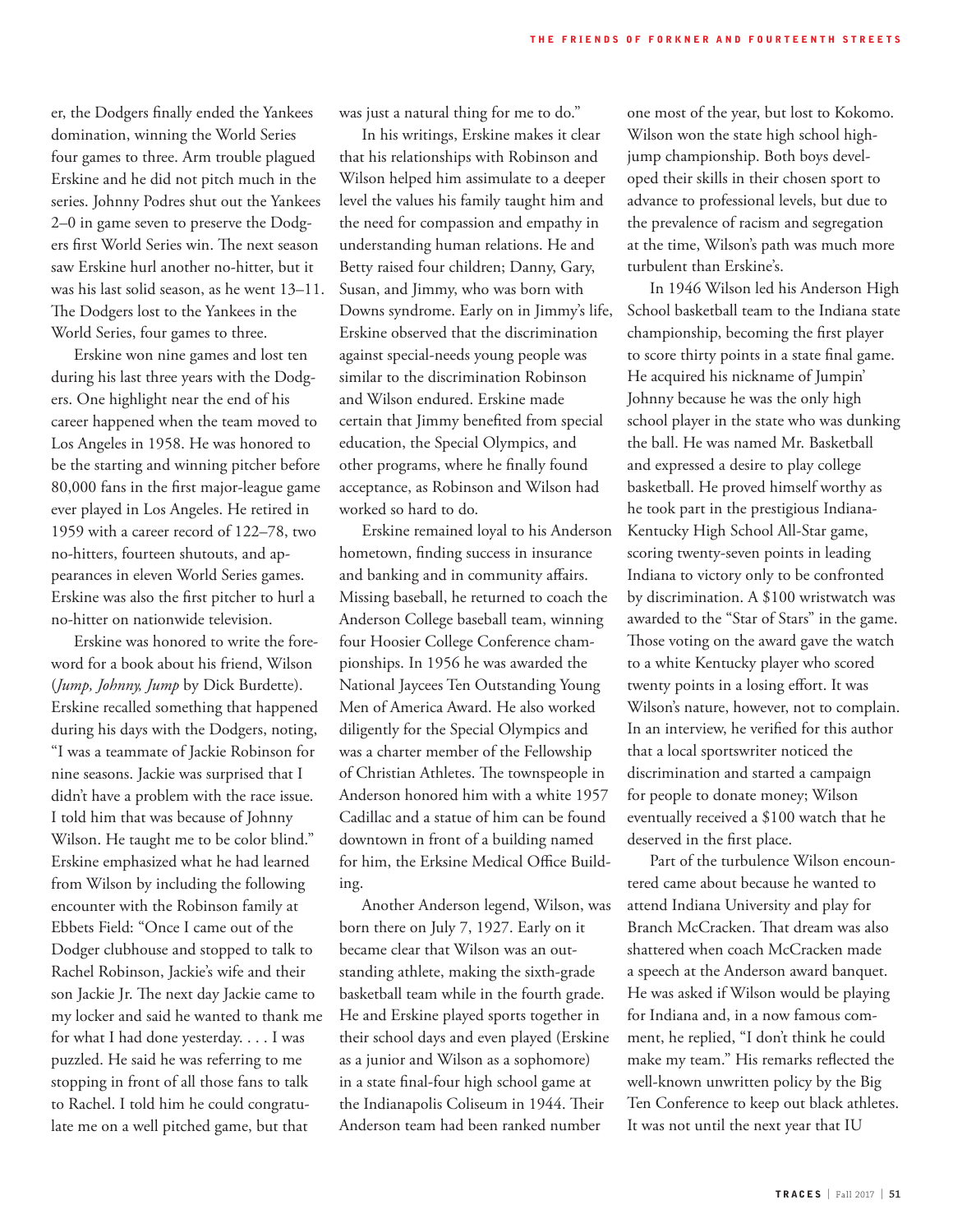er, the Dodgers finally ended the Yankees domination, winning the World Series four games to three. Arm trouble plagued Erskine and he did not pitch much in the series. Johnny Podres shut out the Yankees 2–0 in game seven to preserve the Dodgers first World Series win. The next season saw Erskine hurl another no-hitter, but it was his last solid season, as he went 13–11. The Dodgers lost to the Yankees in the World Series, four games to three.

Erskine won nine games and lost ten during his last three years with the Dodgers. One highlight near the end of his career happened when the team moved to Los Angeles in 1958. He was honored to be the starting and winning pitcher before 80,000 fans in the first major-league game ever played in Los Angeles. He retired in 1959 with a career record of 122–78, two no-hitters, fourteen shutouts, and appearances in eleven World Series games. Erskine was also the first pitcher to hurl a no-hitter on nationwide television.

Erskine was honored to write the foreword for a book about his friend, Wilson (*Jump, Johnny, Jump* by Dick Burdette). Erskine recalled something that happened during his days with the Dodgers, noting, "I was a teammate of Jackie Robinson for nine seasons. Jackie was surprised that I didn't have a problem with the race issue. I told him that was because of Johnny Wilson. He taught me to be color blind." Erskine emphasized what he had learned from Wilson by including the following encounter with the Robinson family at Ebbets Field: "Once I came out of the Dodger clubhouse and stopped to talk to Rachel Robinson, Jackie's wife and their son Jackie Jr. The next day Jackie came to my locker and said he wanted to thank me for what I had done yesterday. . . . I was puzzled. He said he was referring to me stopping in front of all those fans to talk to Rachel. I told him he could congratulate me on a well pitched game, but that was just a natural thing for me to do."

In his writings, Erskine makes it clear that his relationships with Robinson and Wilson helped him assimulate to a deeper level the values his family taught him and the need for compassion and empathy in understanding human relations. He and Betty raised four children; Danny, Gary, Susan, and Jimmy, who was born with Downs syndrome. Early on in Jimmy's life, Erskine observed that the discrimination against special-needs young people was similar to the discrimination Robinson and Wilson endured. Erskine made certain that Jimmy benefited from special education, the Special Olympics, and other programs, where he finally found acceptance, as Robinson and Wilson had worked so hard to do.

Erskine remained loyal to his Anderson hometown, finding success in insurance and banking and in community affairs. Missing baseball, he returned to coach the Anderson College baseball team, winning four Hoosier College Conference championships. In 1956 he was awarded the National Jaycees Ten Outstanding Young Men of America Award. He also worked diligently for the Special Olympics and was a charter member of the Fellowship of Christian Athletes. The townspeople in Anderson honored him with a white 1957 Cadillac and a statue of him can be found downtown in front of a building named for him, the Erksine Medical Office Building.

Another Anderson legend, Wilson, was born there on July 7, 1927. Early on it became clear that Wilson was an outstanding athlete, making the sixth-grade basketball team while in the fourth grade. He and Erskine played sports together in their school days and even played (Erskine as a junior and Wilson as a sophomore) in a state final-four high school game at the Indianapolis Coliseum in 1944. Their Anderson team had been ranked number one most of the year, but lost to Kokomo. Wilson won the state high school high-jump championship. Both boys developed their skills in their chosen sport to advance to professional levels, but due to the prevalence of racism and segregation at the time, Wilson's path was much more turbulent than Erskine's.

In 1946 Wilson led his Anderson High School basketball team to the Indiana state championship, becoming the first player to score thirty points in a state final game. He acquired his nickname of Jumpin' Johnny because he was the only high school player in the state who was dunking the ball. He was named Mr. Basketball and expressed a desire to play college basketball. He proved himself worthy as he took part in the prestigious Indiana-Kentucky High School All-Star game, scoring twenty-seven points in leading Indiana to victory only to be confronted by discrimination. A $100 wristwatch was awarded to the "Star of Stars" in the game. Those voting on the award gave the watch to a white Kentucky player who scored twenty points in a losing effort. It was Wilson's nature, however, not to complain. In an interview, he verified for this author that a local sportswriter noticed the discrimination and started a campaign for people to donate money; Wilson eventually received a $100 watch that he deserved in the first place.

Part of the turbulence Wilson encountered came about because he wanted to attend Indiana University and play for Branch McCracken. That dream was also shattered when coach McCracken made a speech at the Anderson award banquet. He was asked if Wilson would be playing for Indiana and, in a now famous comment, he replied, "I don't think he could make my team." His remarks reflected the well-known unwritten policy by the Big Ten Conference to keep out black athletes. It was not until the next year that IU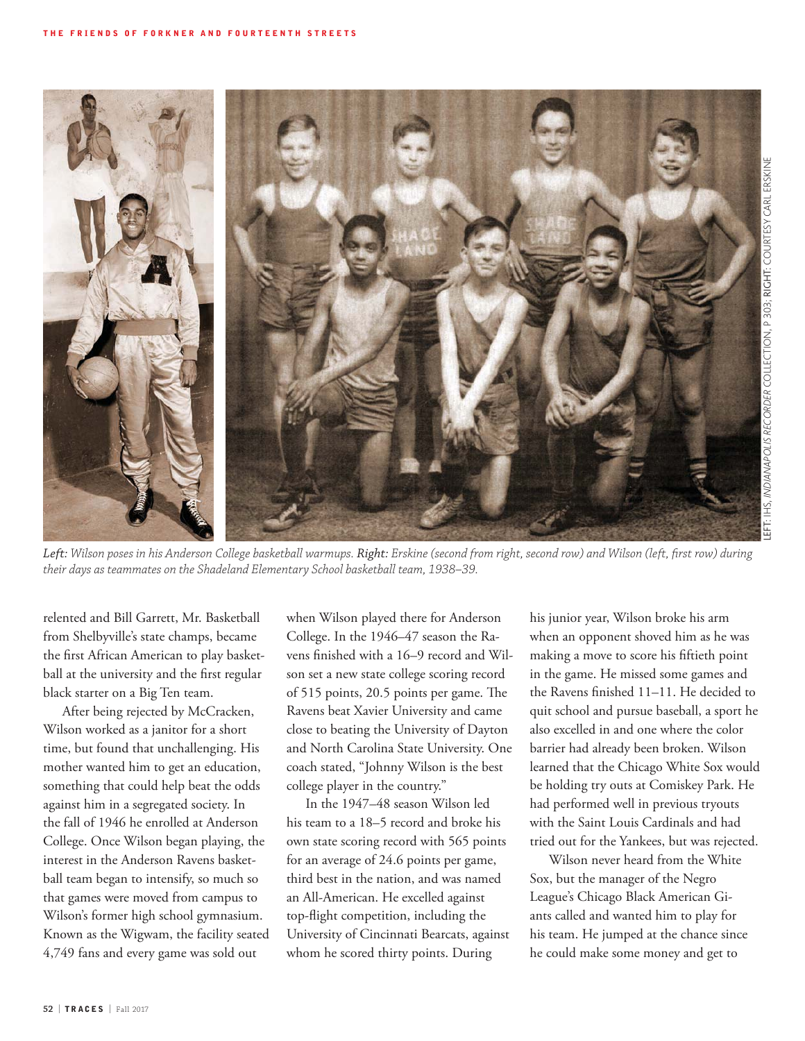*Left: Wilson poses in his Anderson College basketball warmups. Right: Erskine (second from right, second row) and Wilson (left, first row) during their days as teammates on the Shadeland Elementary School basketball team, 1938–39.*

LEFT: IHS, *INDIANAPOLIS RECORDER* COLLECTION, P 303; RIGHT: COURTESY CARL ERSKINE

relented and Bill Garrett, Mr. Basketball from Shelbyville's state champs, became the first African American to play basketball at the university and the first regular black starter on a Big Ten team.

After being rejected by McCracken, Wilson worked as a janitor for a short time, but found that unchallenging. His mother wanted him to get an education, something that could help beat the odds against him in a segregated society. In the fall of 1946 he enrolled at Anderson College. Once Wilson began playing, the interest in the Anderson Ravens basketball team began to intensify, so much so that games were moved from campus to Wilson's former high school gymnasium. Known as the Wigwam, the facility seated 4,749 fans and every game was sold out when Wilson played there for Anderson College. In the 1946–47 season the Ravens finished with a 16–9 record and Wilson set a new state college scoring record of 515 points, 20.5 points per game. The Ravens beat Xavier University and came close to beating the University of Dayton and North Carolina State University. One coach stated, "Johnny Wilson is the best college player in the country."

In the 1947–48 season Wilson led his team to a 18–5 record and broke his own state scoring record with 565 points for an average of 24.6 points per game, third best in the nation, and was named an All-American. He excelled against top-flight competition, including the University of Cincinnati Bearcats, against whom he scored thirty points. During his junior year, Wilson broke his arm when an opponent shoved him as he was making a move to score his fiftieth point in the game. He missed some games and the Ravens finished 11–11. He decided to quit school and pursue baseball, a sport he also excelled in and one where the color barrier had already been broken. Wilson learned that the Chicago White Sox would be holding try outs at Comiskey Park. He had performed well in previous tryouts with the Saint Louis Cardinals and had tried out for the Yankees, but was rejected.

Wilson never heard from the White Sox, but the manager of the Negro League's Chicago Black American Giants called and wanted him to play for his team. He jumped at the chance since he could make some money and get to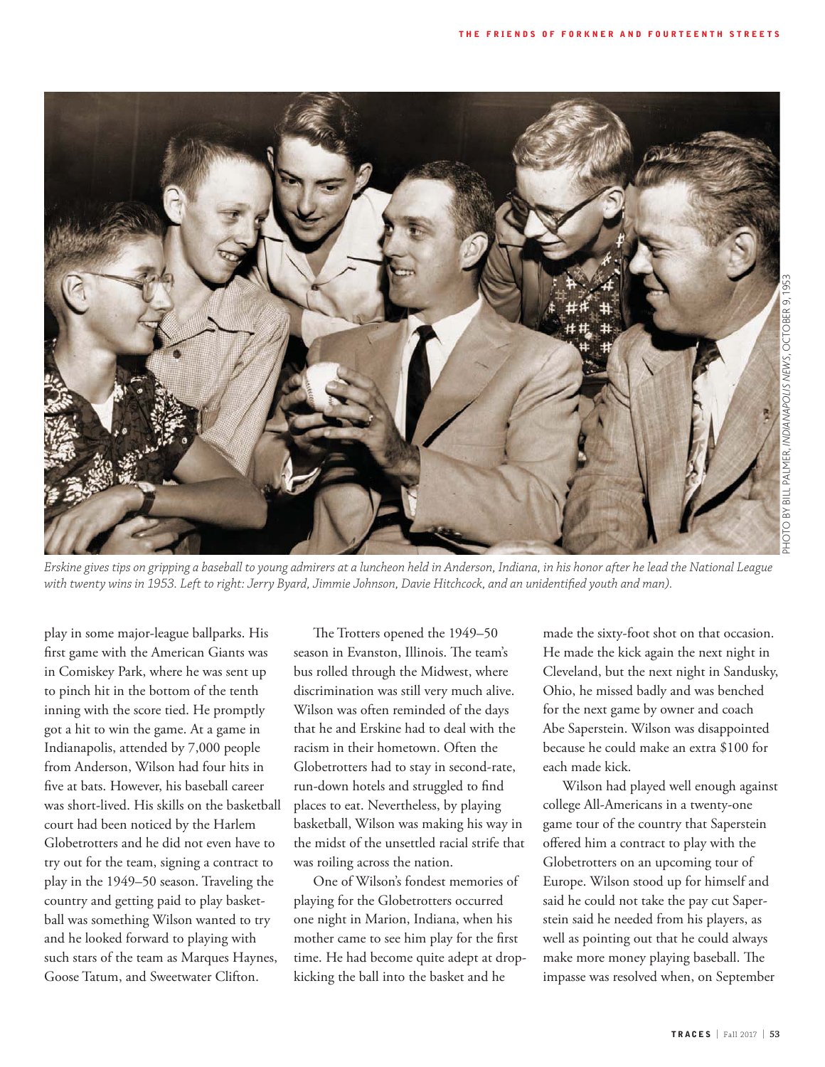*Erskine gives tips on gripping a baseball to young admirers at a luncheon held in Anderson, Indiana, in his honor after he lead the National League with twenty wins in 1953. Left to right: Jerry Byard, Jimmie Johnson, Davie Hitchcock, and an unidentified youth and man).*

PHOTO BY BILL PALMER, *INDIANAPOLIS NEWS*, OCTOBER 9, 1953

play in some major-league ballparks. His first game with the American Giants was in Comiskey Park, where he was sent up to pinch hit in the bottom of the tenth inning with the score tied. He promptly got a hit to win the game. At a game in Indianapolis, attended by 7,000 people from Anderson, Wilson had four hits in five at bats. However, his baseball career was short-lived. His skills on the basketball court had been noticed by the Harlem Globetrotters and he did not even have to try out for the team, signing a contract to play in the 1949–50 season. Traveling the country and getting paid to play basketball was something Wilson wanted to try and he looked forward to playing with such stars of the team as Marques Haynes, Goose Tatum, and Sweetwater Clifton.

The Trotters opened the 1949–50 season in Evanston, Illinois. The team's bus rolled through the Midwest, where discrimination was still very much alive. Wilson was often reminded of the days that he and Erskine had to deal with the racism in their hometown. Often the Globetrotters had to stay in second-rate, run-down hotels and struggled to find places to eat. Nevertheless, by playing basketball, Wilson was making his way in the midst of the unsettled racial strife that was roiling across the nation.

One of Wilson's fondest memories of playing for the Globetrotters occurred one night in Marion, Indiana, when his mother came to see him play for the first time. He had become quite adept at drop-kicking the ball into the basket and he made the sixty-foot shot on that occasion. He made the kick again the next night in Cleveland, but the next night in Sandusky, Ohio, he missed badly and was benched for the next game by owner and coach Abe Saperstein. Wilson was disappointed because he could make an extra $100 for each made kick.

Wilson had played well enough against college All-Americans in a twenty-one game tour of the country that Saperstein offered him a contract to play with the Globetrotters on an upcoming tour of Europe. Wilson stood up for himself and said he could not take the pay cut Saperstein said he needed from his players, as well as pointing out that he could always make more money playing baseball. The impasse was resolved when, on September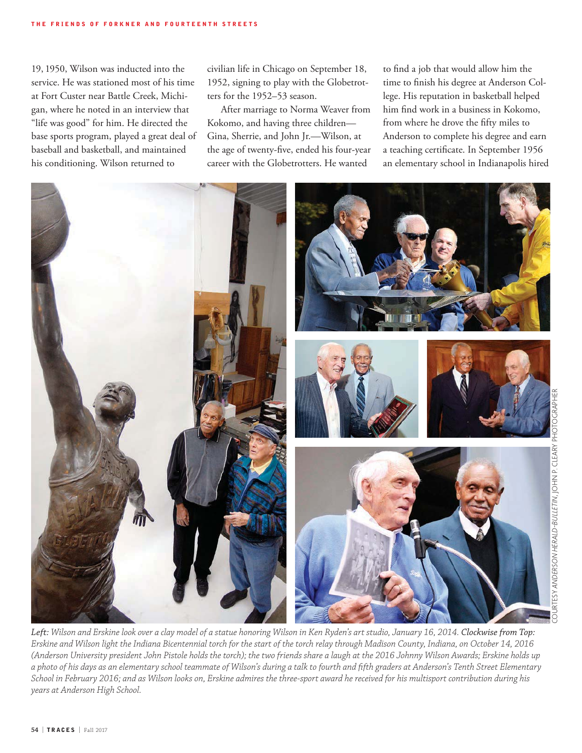19, 1950, Wilson was inducted into the service. He was stationed most of his time at Fort Custer near Battle Creek, Michigan, where he noted in an interview that "life was good" for him. He directed the base sports program, played a great deal of baseball and basketball, and maintained his conditioning. Wilson returned to civilian life in Chicago on September 18, 1952, signing to play with the Globetrotters for the 1952–53 season.

After marriage to Norma Weaver from Kokomo, and having three children—Gina, Sherrie, and John Jr.—Wilson, at the age of twenty-five, ended his four-year career with the Globetrotters. He wanted to find a job that would allow him the time to finish his degree at Anderson College. His reputation in basketball helped him find work in a business in Kokomo, from where he drove the fifty miles to Anderson to complete his degree and earn a teaching certificate. In September 1956 an elementary school in Indianapolis hired

COURTESY *ANDERSON HERALD-BULLETIN*, JOHN P. CLEARY PHOTOGRAPHER

*Left: Wilson and Erskine look over a clay model of a statue honoring Wilson in Ken Ryden's art studio, January 16, 2014. **Clockwise from Top:** Erskine and Wilson light the Indiana Bicentennial torch for the start of the torch relay through Madison County, Indiana, on October 14, 2016 (Anderson University president John Pistole holds the torch); the two friends share a laugh at the 2016 Johnny Wilson Awards; Erskine holds up a photo of his days as an elementary school teammate of Wilson's during a talk to fourth and fifth graders at Anderson's Tenth Street Elementary School in February 2016; and as Wilson looks on, Erskine admires the three-sport award he received for his multisport contribution during his years at Anderson High School.*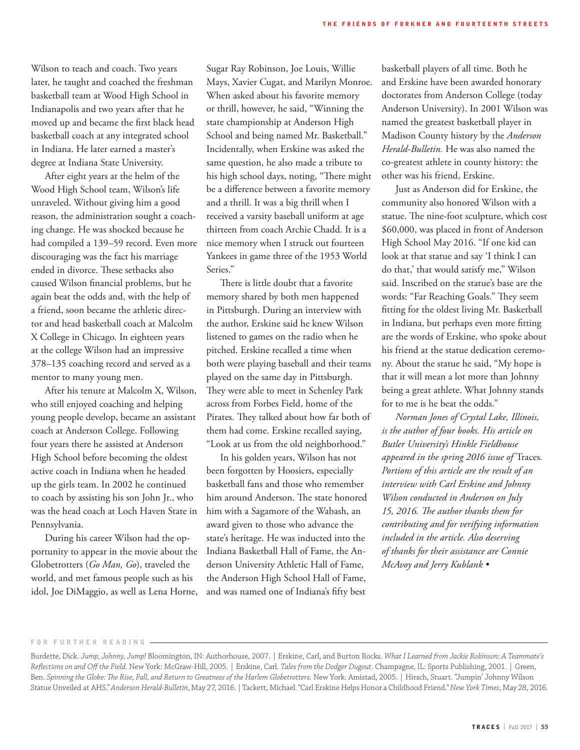Wilson to teach and coach. Two years later, he taught and coached the freshman basketball team at Wood High School in Indianapolis and two years after that he moved up and became the first black head basketball coach at any integrated school in Indiana. He later earned a master's degree at Indiana State University.

After eight years at the helm of the Wood High School team, Wilson's life unraveled. Without giving him a good reason, the administration sought a coaching change. He was shocked because he had compiled a 139–59 record. Even more discouraging was the fact his marriage ended in divorce. These setbacks also caused Wilson financial problems, but he again beat the odds and, with the help of a friend, soon became the athletic director and head basketball coach at Malcolm X College in Chicago. In eighteen years at the college Wilson had an impressive 378–135 coaching record and served as a mentor to many young men.

After his tenure at Malcolm X, Wilson, who still enjoyed coaching and helping young people develop, became an assistant coach at Anderson College. Following four years there he assisted at Anderson High School before becoming the oldest active coach in Indiana when he headed up the girls team. In 2002 he continued to coach by assisting his son John Jr., who was the head coach at Loch Haven State in Pennsylvania.

During his career Wilson had the opportunity to appear in the movie about the Globetrotters (*Go Man, Go*), traveled the world, and met famous people such as his idol, Joe DiMaggio, as well as Lena Horne, Sugar Ray Robinson, Joe Louis, Willie Mays, Xavier Cugat, and Marilyn Monroe. When asked about his favorite memory or thrill, however, he said, "Winning the state championship at Anderson High School and being named Mr. Basketball." Incidentally, when Erskine was asked the same question, he also made a tribute to his high school days, noting, "There might be a difference between a favorite memory and a thrill. It was a big thrill when I received a varsity baseball uniform at age thirteen from coach Archie Chadd. It is a nice memory when I struck out fourteen Yankees in game three of the 1953 World Series."

There is little doubt that a favorite memory shared by both men happened in Pittsburgh. During an interview with the author, Erskine said he knew Wilson listened to games on the radio when he pitched. Erskine recalled a time when both were playing baseball and their teams played on the same day in Pittsburgh. They were able to meet in Schenley Park across from Forbes Field, home of the Pirates. They talked about how far both of them had come. Erskine recalled saying, "Look at us from the old neighborhood."

In his golden years, Wilson has not been forgotten by Hoosiers, especially basketball fans and those who remember him around Anderson. The state honored him with a Sagamore of the Wabash, an award given to those who advance the state's heritage. He was inducted into the Indiana Basketball Hall of Fame, the Anderson University Athletic Hall of Fame, the Anderson High School Hall of Fame, and was named one of Indiana's fifty best basketball players of all time. Both he and Erskine have been awarded honorary doctorates from Anderson College (today Anderson University). In 2001 Wilson was named the greatest basketball player in Madison County history by the *Anderson Herald-Bulletin.* He was also named the co-greatest athlete in county history: the other was his friend, Erskine.

Just as Anderson did for Erskine, the community also honored Wilson with a statue. The nine-foot sculpture, which cost $60,000, was placed in front of Anderson High School May 2016. "If one kid can look at that statue and say 'I think I can do that,' that would satisfy me," Wilson said. Inscribed on the statue's base are the words: "Far Reaching Goals." They seem fitting for the oldest living Mr. Basketball in Indiana, but perhaps even more fitting are the words of Erskine, who spoke about his friend at the statue dedication ceremony. About the statue he said, "My hope is that it will mean a lot more than Johnny being a great athlete. What Johnny stands for to me is he beat the odds."

*Norman Jones of Crystal Lake, Illinois, is the author of four books. His article on Butler University's Hinkle Fieldhouse appeared in the spring 2016 issue of* Traces. *Portions of this article are the result of an interview with Carl Erskine and Johnny Wilson conducted in Anderson on July 15, 2016. The author thanks them for contributing and for verifying information included in the article. Also deserving of thanks for their assistance are Connie McAvoy and Jerry Kublank •*

## FOR FURTHER READING

Burdette, Dick. *Jump, Johnny, Jump!* Bloomington, IN: Authorhouse, 2007. | Erskine, Carl, and Burton Rocks. *What I Learned from Jackie Robinson: A Teammate's Reflections on and Off the Field.* New York: McGraw-Hill, 2005. | Erskine, Carl. *Tales from the Dodger Dugout.* Champagne, IL: Sports Publishing, 2001. | Green, Ben. *Spinning the Globe: The Rise, Fall, and Return to Greatness of the Harlem Globetrotters.* New York: Amistad, 2005. | Hirsch, Stuart. "Jumpin' Johnny Wilson Statue Unveiled at AHS." *Anderson Herald-Bulletin*, May 27, 2016. | Tackett, Michael. "Carl Erskine Helps Honor a Childhood Friend." *New York Times*, May 28, 2016.